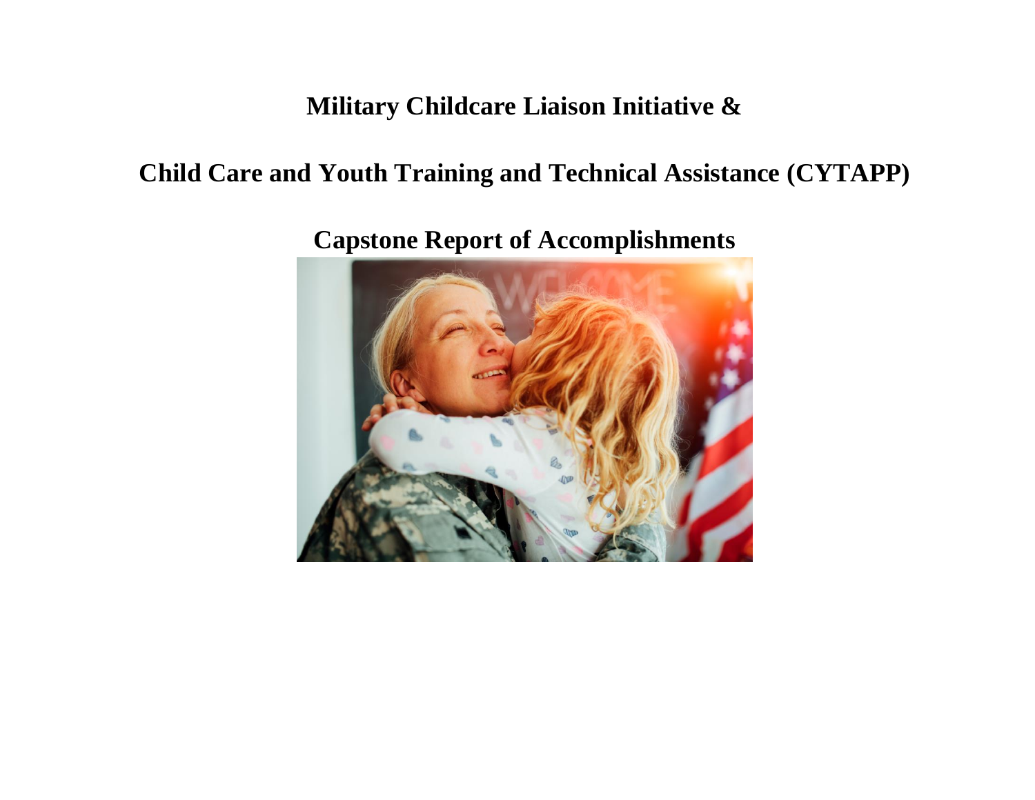# Military Childcare Liaison Initiative &

# Child Care and Youth Training and Technical Assistance (CYTAPP)

# Capstone Report of Accomplishments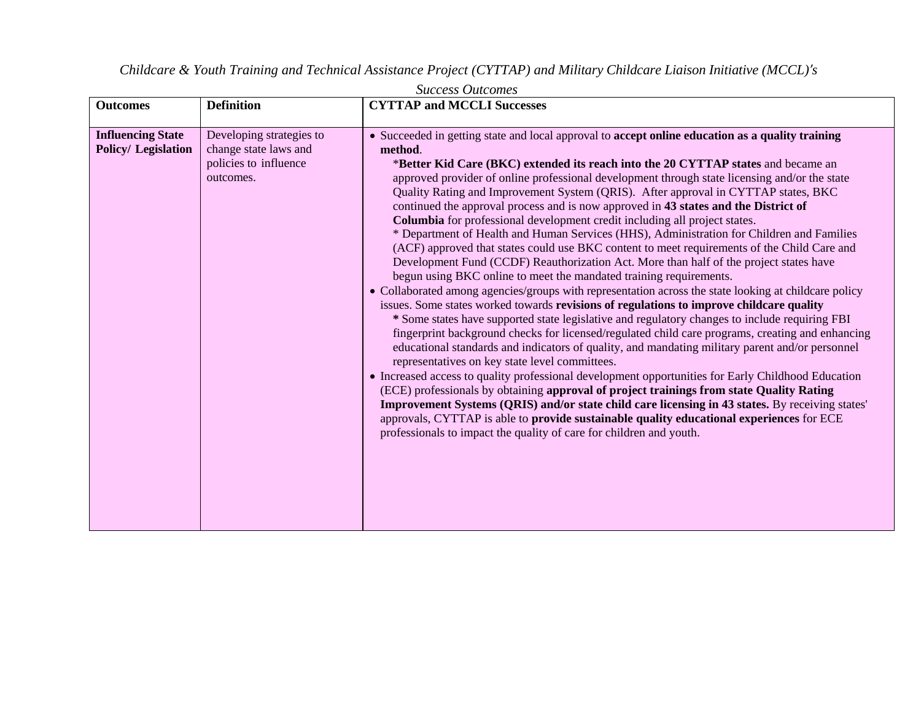*Childcare & Youth Training and Technical Assistance Project (CYTTAP) and Military Childcare Liaison Initiative (MCCL)'s Success Outcomes*

| Outcomes | Definition | CYTTAP and MCCLI Successes |
|---|---|---|
| **Influencing State Policy/ Legislation** | Developing strategies to change state laws and policies to influence outcomes. | • Succeeded in getting state and local approval to **accept online education as a quality training method**.<br>*\*Better Kid Care (BKC) extended its reach into the 20 CYTTAP states* and became an approved provider of online professional development through state licensing and/or the state Quality Rating and Improvement System (QRIS). After approval in CYTTAP states, BKC continued the approval process and is now approved in **43 states and the District of Columbia** for professional development credit including all project states.<br>* Department of Health and Human Services (HHS), Administration for Children and Families (ACF) approved that states could use BKC content to meet requirements of the Child Care and Development Fund (CCDF) Reauthorization Act. More than half of the project states have begun using BKC online to meet the mandated training requirements.<br>• Collaborated among agencies/groups with representation across the state looking at childcare policy issues. Some states worked towards **revisions of regulations to improve childcare quality**<br>**\*** Some states have supported state legislative and regulatory changes to include requiring FBI fingerprint background checks for licensed/regulated child care programs, creating and enhancing educational standards and indicators of quality, and mandating military parent and/or personnel representatives on key state level committees.<br>• Increased access to quality professional development opportunities for Early Childhood Education (ECE) professionals by obtaining **approval of project trainings from state Quality Rating Improvement Systems (QRIS) and/or state child care licensing in 43 states.** By receiving states' approvals, CYTTAP is able to **provide sustainable quality educational experiences** for ECE professionals to impact the quality of care for children and youth. |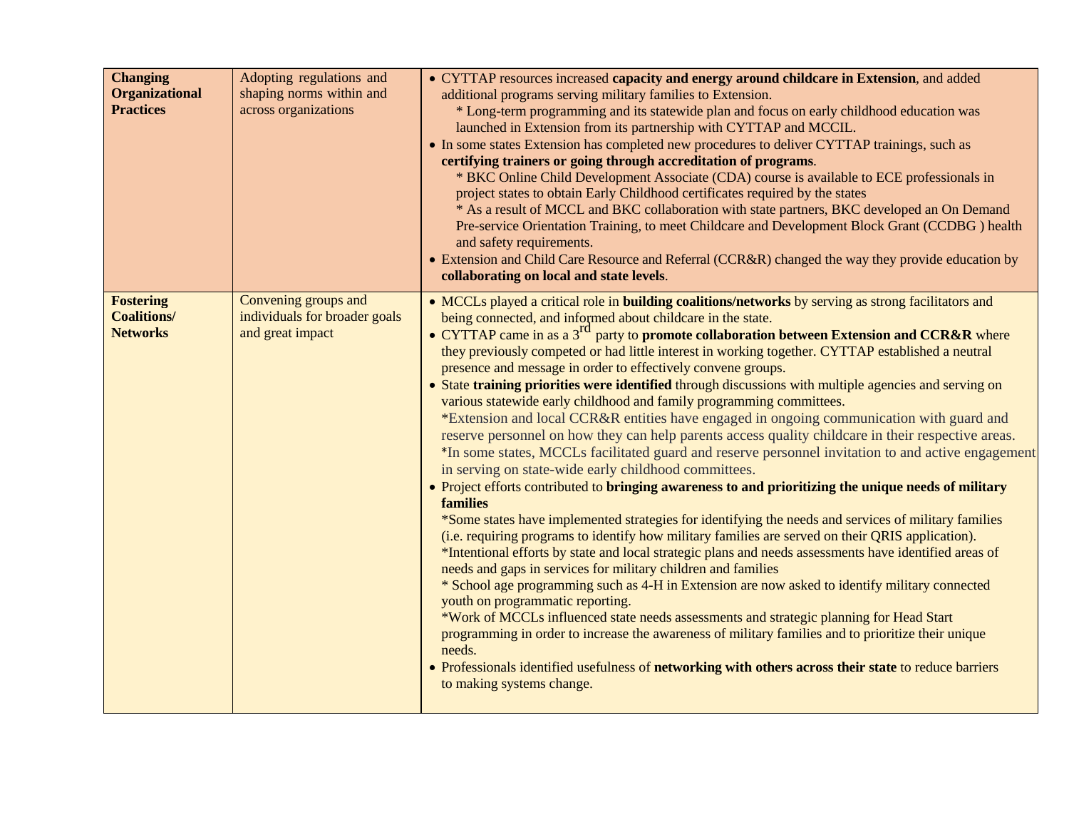| | | |
|---|---|---|
| **Changing Organizational Practices** | Adopting regulations and shaping norms within and across organizations | • CYTTAP resources increased **capacity and energy around childcare in Extension**, and added additional programs serving military families to Extension.<br>* Long-term programming and its statewide plan and focus on early childhood education was launched in Extension from its partnership with CYTTAP and MCCIL.<br>• In some states Extension has completed new procedures to deliver CYTTAP trainings, such as **certifying trainers or going through accreditation of programs**.<br>* BKC Online Child Development Associate (CDA) course is available to ECE professionals in project states to obtain Early Childhood certificates required by the states<br>* As a result of MCCL and BKC collaboration with state partners, BKC developed an On Demand Pre-service Orientation Training, to meet Childcare and Development Block Grant (CCDBG ) health and safety requirements.<br>• Extension and Child Care Resource and Referral (CCR&R) changed the way they provide education by **collaborating on local and state levels**. |
| **Fostering Coalitions/ Networks** | Convening groups and individuals for broader goals and great impact | • MCCLs played a critical role in **building coalitions/networks** by serving as strong facilitators and being connected, and informed about childcare in the state.<br>• CYTTAP came in as a 3rd party to **promote collaboration between Extension and CCR&R** where they previously competed or had little interest in working together. CYTTAP established a neutral presence and message in order to effectively convene groups.<br>• State **training priorities were identified** through discussions with multiple agencies and serving on various statewide early childhood and family programming committees.<br>*Extension and local CCR&R entities have engaged in ongoing communication with guard and reserve personnel on how they can help parents access quality childcare in their respective areas.<br>*In some states, MCCLs facilitated guard and reserve personnel invitation to and active engagement in serving on state-wide early childhood committees.<br>• Project efforts contributed to **bringing awareness to and prioritizing the unique needs of military families**<br>*Some states have implemented strategies for identifying the needs and services of military families (i.e. requiring programs to identify how military families are served on their QRIS application).<br>*Intentional efforts by state and local strategic plans and needs assessments have identified areas of needs and gaps in services for military children and families<br>* School age programming such as 4-H in Extension are now asked to identify military connected youth on programmatic reporting.<br>*Work of MCCLs influenced state needs assessments and strategic planning for Head Start programming in order to increase the awareness of military families and to prioritize their unique needs.<br>• Professionals identified usefulness of **networking with others across their state** to reduce barriers to making systems change. |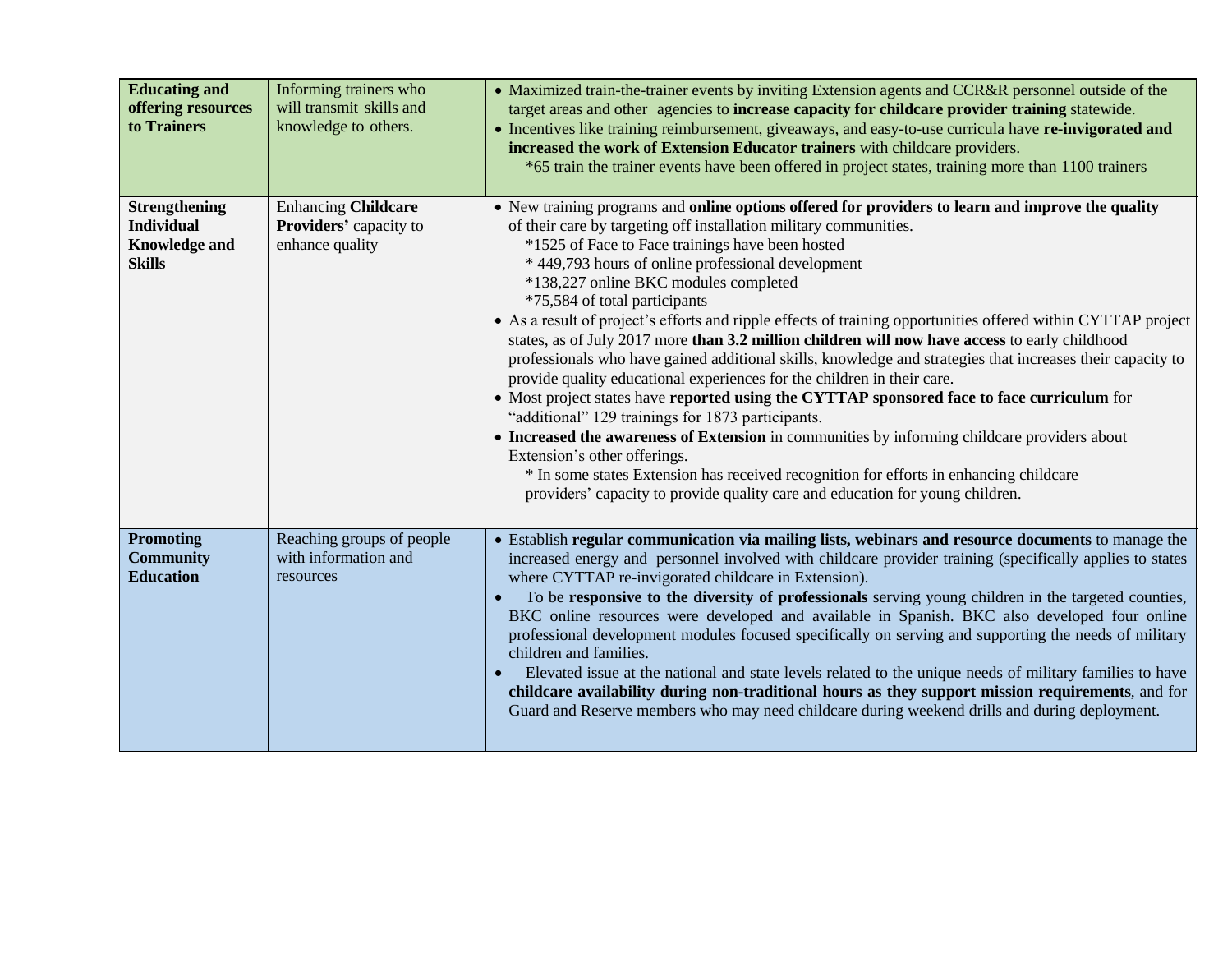| | | |
|---|---|---|
| **Educating and offering resources to Trainers** | Informing trainers who will transmit skills and knowledge to others. | • Maximized train-the-trainer events by inviting Extension agents and CCR&R personnel outside of the target areas and other agencies to **increase capacity for childcare provider training** statewide.<br>• Incentives like training reimbursement, giveaways, and easy-to-use curricula have **re-invigorated and increased the work of Extension Educator trainers** with childcare providers.<br>*65 train the trainer events have been offered in project states, training more than 1100 trainers |
| **Strengthening Individual Knowledge and Skills** | Enhancing **Childcare Providers'** capacity to enhance quality | • New training programs and **online options offered for providers to learn and improve the quality** of their care by targeting off installation military communities.<br>*1525 of Face to Face trainings have been hosted<br>* 449,793 hours of online professional development<br>*138,227 online BKC modules completed<br>*75,584 of total participants<br>• As a result of project's efforts and ripple effects of training opportunities offered within CYTTAP project states, as of July 2017 more **than 3.2 million children will now have access** to early childhood professionals who have gained additional skills, knowledge and strategies that increases their capacity to provide quality educational experiences for the children in their care.<br>• Most project states have **reported using the CYTTAP sponsored face to face curriculum** for "additional" 129 trainings for 1873 participants.<br>• **Increased the awareness of Extension** in communities by informing childcare providers about Extension's other offerings.<br>* In some states Extension has received recognition for efforts in enhancing childcare providers' capacity to provide quality care and education for young children. |
| **Promoting Community Education** | Reaching groups of people with information and resources | • Establish **regular communication via mailing lists, webinars and resource documents** to manage the increased energy and personnel involved with childcare provider training (specifically applies to states where CYTTAP re-invigorated childcare in Extension).<br>• To be **responsive to the diversity of professionals** serving young children in the targeted counties, BKC online resources were developed and available in Spanish. BKC also developed four online professional development modules focused specifically on serving and supporting the needs of military children and families.<br>• Elevated issue at the national and state levels related to the unique needs of military families to have **childcare availability during non-traditional hours as they support mission requirements**, and for Guard and Reserve members who may need childcare during weekend drills and during deployment. |